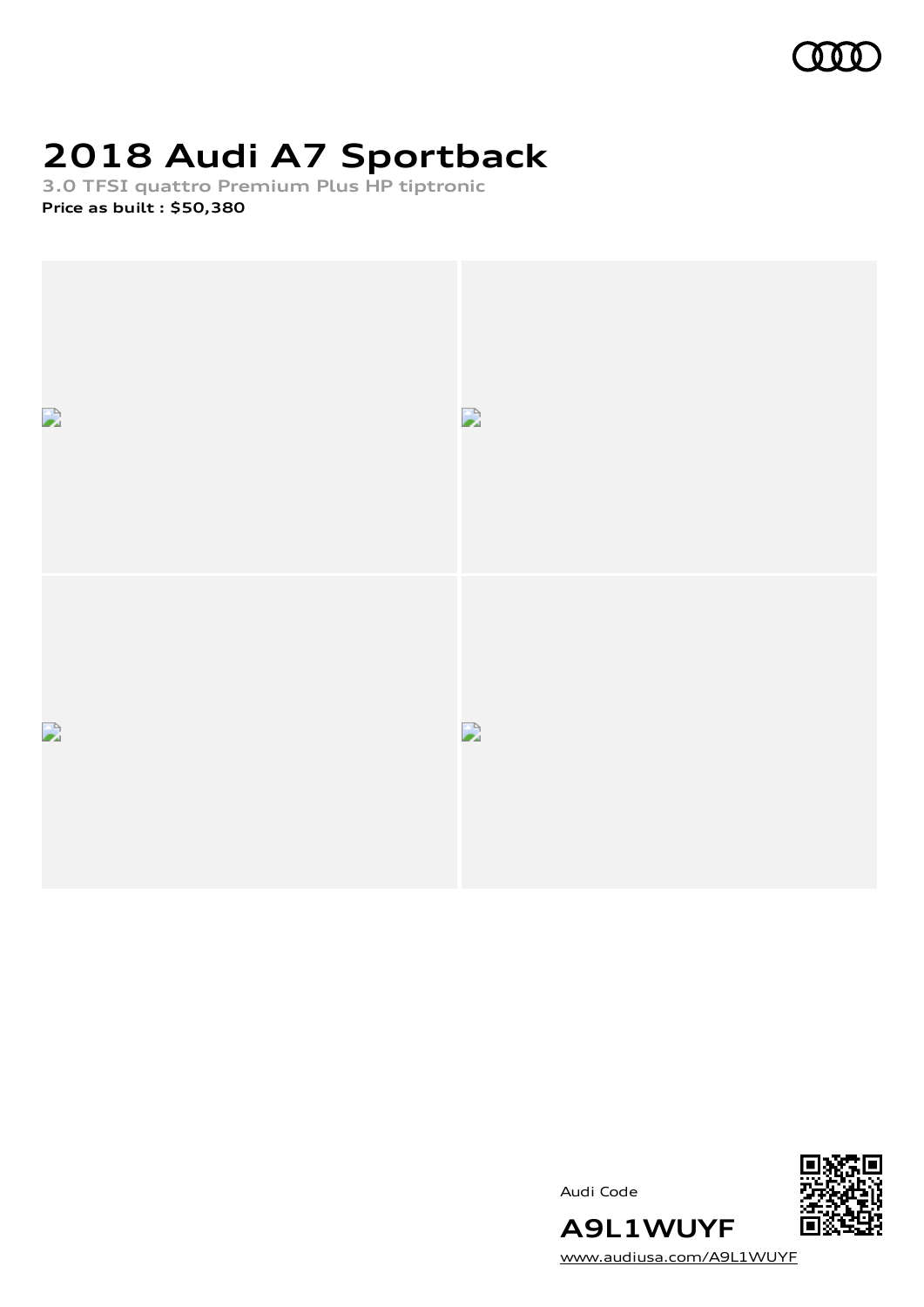# 2018 Audi A7 Sportback

**3.0 TFSI quattro Premium Plus HP tiptronic**

**Price as built : $50,380**

Audi Code

**A9L1WUYF**

www.audiusa.com/A9L1WUYF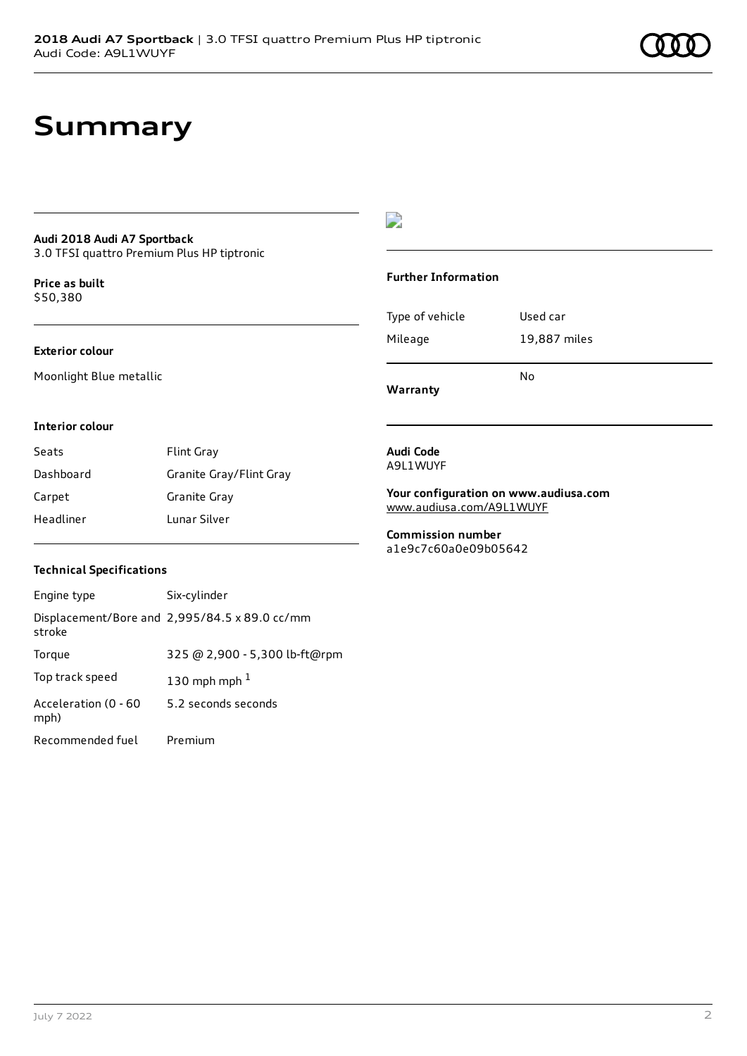# Summary

**Audi 2018 Audi A7 Sportback**
3.0 TFSI quattro Premium Plus HP tiptronic

**Price as built**
$50,380

**Exterior colour**

Moonlight Blue metallic

**Interior colour**

| | |
|---|---|
| Seats | Flint Gray |
| Dashboard | Granite Gray/Flint Gray |
| Carpet | Granite Gray |
| Headliner | Lunar Silver |

**Technical Specifications**

| | |
|---|---|
| Engine type | Six-cylinder |
| Displacement/Bore and stroke | 2,995/84.5 x 89.0 cc/mm |
| Torque | 325 @ 2,900 - 5,300 lb-ft@rpm |
| Top track speed | 130 mph mph [1] |
| Acceleration (0 - 60 mph) | 5.2 seconds seconds |
| Recommended fuel | Premium |

**Further Information**

| | |
|---|---|
| Type of vehicle | Used car |
| Mileage | 19,887 miles |
| **Warranty** | No |

**Audi Code**
A9L1WUYF

**Your configuration on www.audiusa.com**
www.audiusa.com/A9L1WUYF

**Commission number**
a1e9c7c60a0e09b05642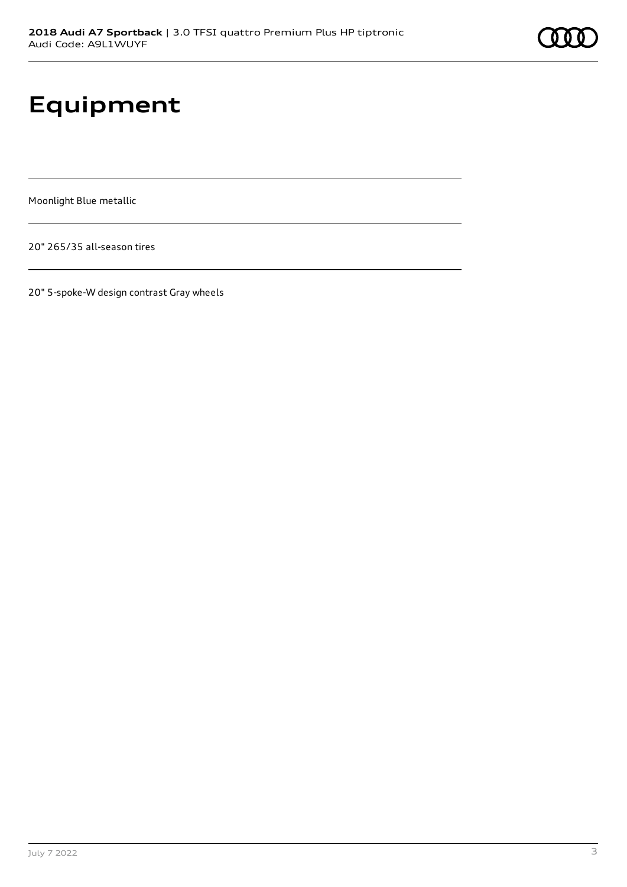# Equipment

Moonlight Blue metallic

20" 265/35 all-season tires

20" 5-spoke-W design contrast Gray wheels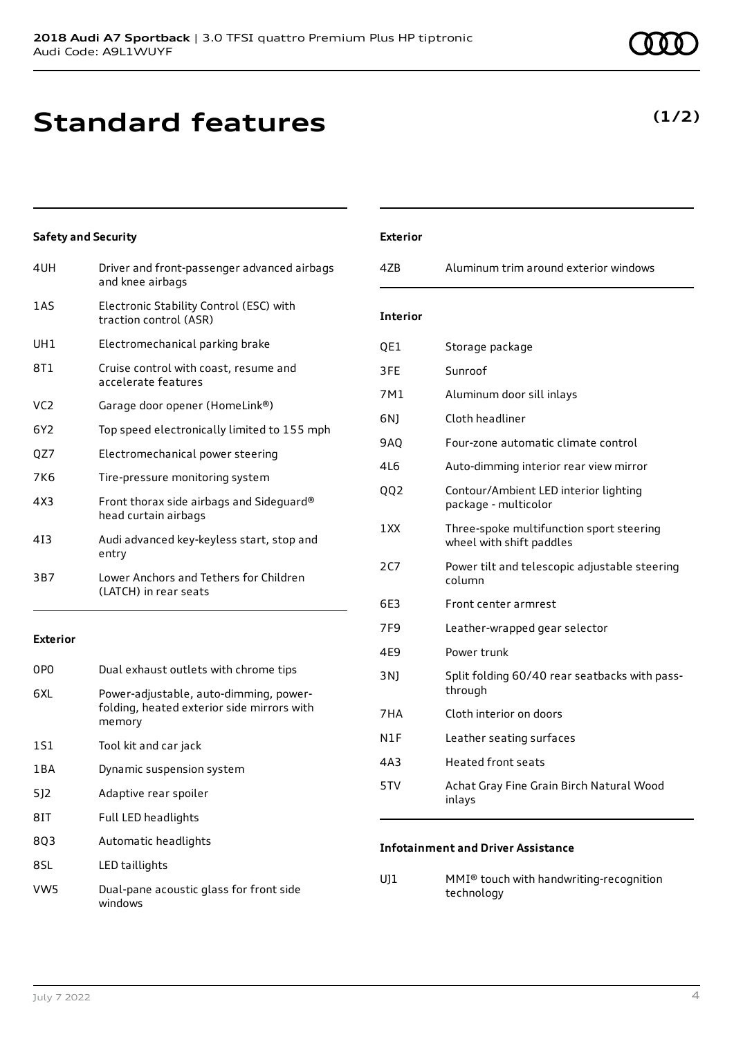# Standard features

**(1/2)**

### Safety and Security

| | |
|---|---|
| 4UH | Driver and front-passenger advanced airbags and knee airbags |
| 1AS | Electronic Stability Control (ESC) with traction control (ASR) |
| UH1 | Electromechanical parking brake |
| 8T1 | Cruise control with coast, resume and accelerate features |
| VC2 | Garage door opener (HomeLink®) |
| 6Y2 | Top speed electronically limited to 155 mph |
| QZ7 | Electromechanical power steering |
| 7K6 | Tire-pressure monitoring system |
| 4X3 | Front thorax side airbags and Sideguard® head curtain airbags |
| 4I3 | Audi advanced key-keyless start, stop and entry |
| 3B7 | Lower Anchors and Tethers for Children (LATCH) in rear seats |

### Exterior

| | |
|---|---|
| 0P0 | Dual exhaust outlets with chrome tips |
| 6XL | Power-adjustable, auto-dimming, power-folding, heated exterior side mirrors with memory |
| 1S1 | Tool kit and car jack |
| 1BA | Dynamic suspension system |
| 5J2 | Adaptive rear spoiler |
| 8IT | Full LED headlights |
| 8Q3 | Automatic headlights |
| 8SL | LED taillights |
| VW5 | Dual-pane acoustic glass for front side windows |

### Exterior

| | |
|---|---|
| 4ZB | Aluminum trim around exterior windows |

### Interior

| | |
|---|---|
| QE1 | Storage package |
| 3FE | Sunroof |
| 7M1 | Aluminum door sill inlays |
| 6NJ | Cloth headliner |
| 9AQ | Four-zone automatic climate control |
| 4L6 | Auto-dimming interior rear view mirror |
| QQ2 | Contour/Ambient LED interior lighting package - multicolor |
| 1XX | Three-spoke multifunction sport steering wheel with shift paddles |
| 2C7 | Power tilt and telescopic adjustable steering column |
| 6E3 | Front center armrest |
| 7F9 | Leather-wrapped gear selector |
| 4E9 | Power trunk |
| 3NJ | Split folding 60/40 rear seatbacks with pass-through |
| 7HA | Cloth interior on doors |
| N1F | Leather seating surfaces |
| 4A3 | Heated front seats |
| 5TV | Achat Gray Fine Grain Birch Natural Wood inlays |

### Infotainment and Driver Assistance

| | |
|---|---|
| UJ1 | MMI® touch with handwriting-recognition technology |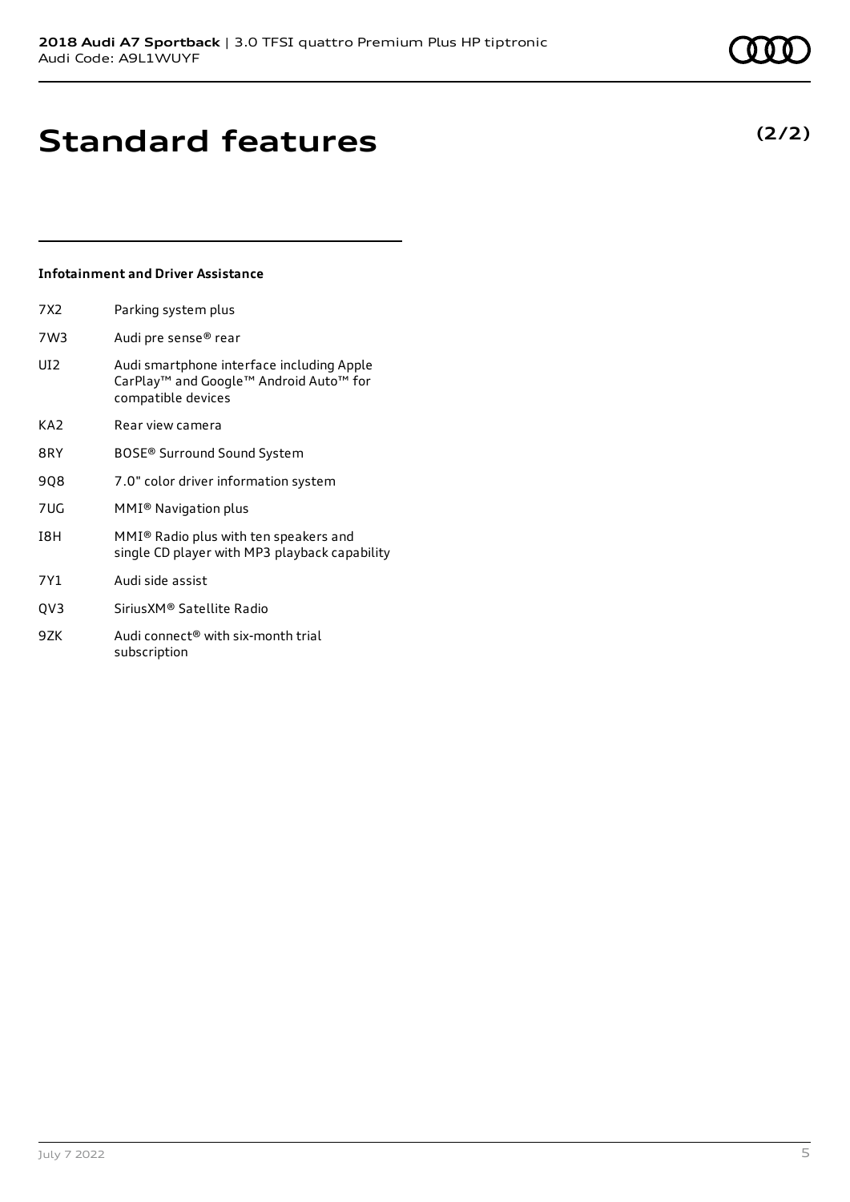# Standard features

**(2/2)**

### Infotainment and Driver Assistance

| | |
|---|---|
| 7X2 | Parking system plus |
| 7W3 | Audi pre sense® rear |
| UI2 | Audi smartphone interface including Apple CarPlay™ and Google™ Android Auto™ for compatible devices |
| KA2 | Rear view camera |
| 8RY | BOSE® Surround Sound System |
| 9Q8 | 7.0" color driver information system |
| 7UG | MMI® Navigation plus |
| I8H | MMI® Radio plus with ten speakers and single CD player with MP3 playback capability |
| 7Y1 | Audi side assist |
| QV3 | SiriusXM® Satellite Radio |
| 9ZK | Audi connect® with six-month trial subscription |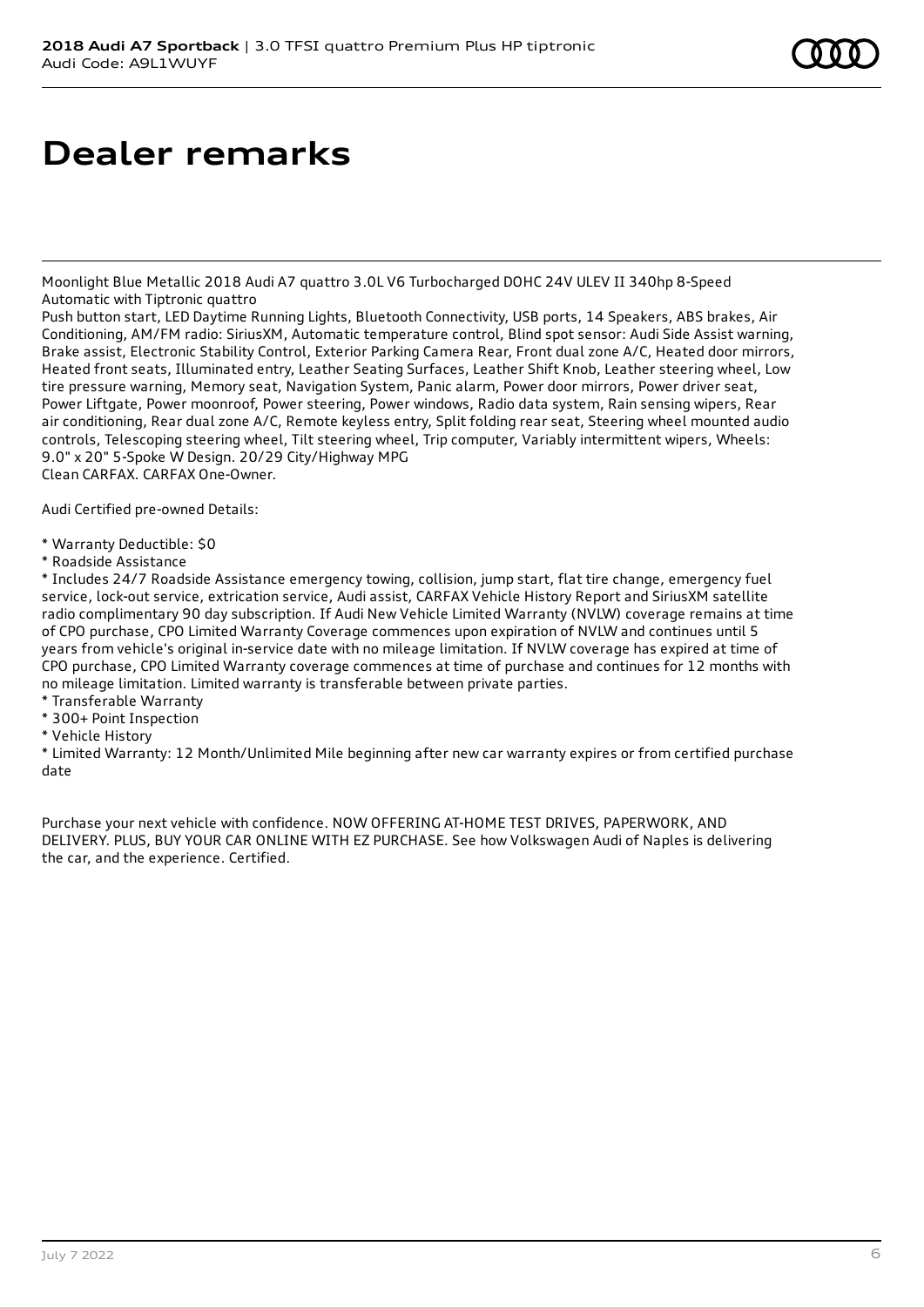# Dealer remarks

Moonlight Blue Metallic 2018 Audi A7 quattro 3.0L V6 Turbocharged DOHC 24V ULEV II 340hp 8-Speed Automatic with Tiptronic quattro
Push button start, LED Daytime Running Lights, Bluetooth Connectivity, USB ports, 14 Speakers, ABS brakes, Air Conditioning, AM/FM radio: SiriusXM, Automatic temperature control, Blind spot sensor: Audi Side Assist warning, Brake assist, Electronic Stability Control, Exterior Parking Camera Rear, Front dual zone A/C, Heated door mirrors, Heated front seats, Illuminated entry, Leather Seating Surfaces, Leather Shift Knob, Leather steering wheel, Low tire pressure warning, Memory seat, Navigation System, Panic alarm, Power door mirrors, Power driver seat, Power Liftgate, Power moonroof, Power steering, Power windows, Radio data system, Rain sensing wipers, Rear air conditioning, Rear dual zone A/C, Remote keyless entry, Split folding rear seat, Steering wheel mounted audio controls, Telescoping steering wheel, Tilt steering wheel, Trip computer, Variably intermittent wipers, Wheels: 9.0" x 20" 5-Spoke W Design. 20/29 City/Highway MPG
Clean CARFAX. CARFAX One-Owner.

Audi Certified pre-owned Details:

* Warranty Deductible: $0
* Roadside Assistance
* Includes 24/7 Roadside Assistance emergency towing, collision, jump start, flat tire change, emergency fuel service, lock-out service, extrication service, Audi assist, CARFAX Vehicle History Report and SiriusXM satellite radio complimentary 90 day subscription. If Audi New Vehicle Limited Warranty (NVLW) coverage remains at time of CPO purchase, CPO Limited Warranty Coverage commences upon expiration of NVLW and continues until 5 years from vehicle's original in-service date with no mileage limitation. If NVLW coverage has expired at time of CPO purchase, CPO Limited Warranty coverage commences at time of purchase and continues for 12 months with no mileage limitation. Limited warranty is transferable between private parties.
* Transferable Warranty
* 300+ Point Inspection
* Vehicle History
* Limited Warranty: 12 Month/Unlimited Mile beginning after new car warranty expires or from certified purchase date

Purchase your next vehicle with confidence. NOW OFFERING AT-HOME TEST DRIVES, PAPERWORK, AND DELIVERY. PLUS, BUY YOUR CAR ONLINE WITH EZ PURCHASE. See how Volkswagen Audi of Naples is delivering the car, and the experience. Certified.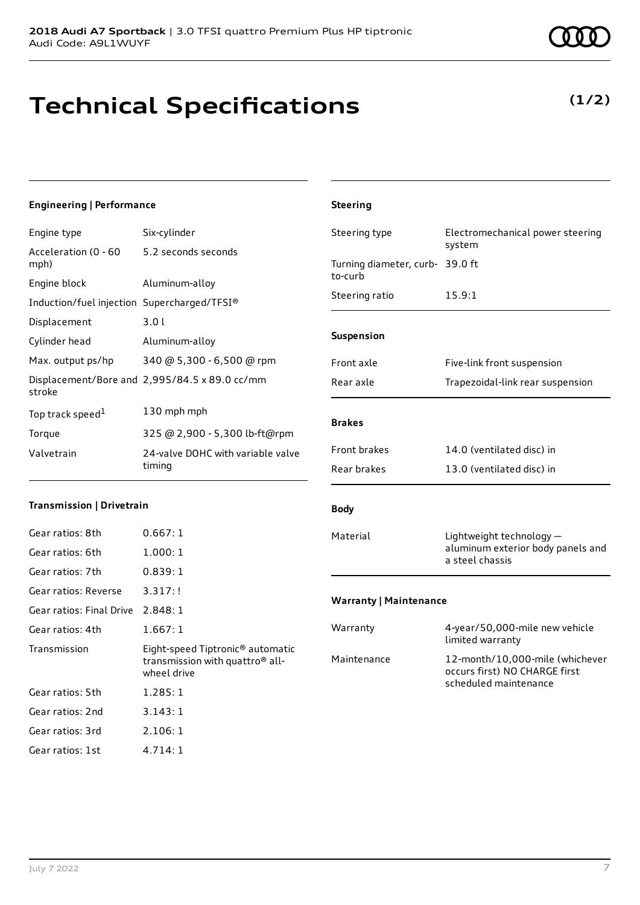**2018 Audi A7 Sportback** | 3.0 TFSI quattro Premium Plus HP tiptronic
Audi Code: A9L1WUYF

# Technical Specifications

**(1/2)**

### Engineering | Performance

| | |
|---|---|
| Engine type | Six-cylinder |
| Acceleration (0 - 60 mph) | 5.2 seconds seconds |
| Engine block | Aluminum-alloy |
| Induction/fuel injection | Supercharged/TFSI® |
| Displacement | 3.0 l |
| Cylinder head | Aluminum-alloy |
| Max. output ps/hp | 340 @ 5,300 - 6,500 @ rpm |
| Displacement/Bore and stroke | 2,995/84.5 x 89.0 cc/mm |
| Top track speed[1] | 130 mph mph |
| Torque | 325 @ 2,900 - 5,300 lb-ft@rpm |
| Valvetrain | 24-valve DOHC with variable valve timing |

### Transmission | Drivetrain

| | |
|---|---|
| Gear ratios: 8th | 0.667: 1 |
| Gear ratios: 6th | 1.000: 1 |
| Gear ratios: 7th | 0.839: 1 |
| Gear ratios: Reverse | 3.317: ! |
| Gear ratios: Final Drive | 2.848: 1 |
| Gear ratios: 4th | 1.667: 1 |
| Transmission | Eight-speed Tiptronic® automatic transmission with quattro® all-wheel drive |
| Gear ratios: 5th | 1.285: 1 |
| Gear ratios: 2nd | 3.143: 1 |
| Gear ratios: 3rd | 2.106: 1 |
| Gear ratios: 1st | 4.714: 1 |

### Steering

| | |
|---|---|
| Steering type | Electromechanical power steering system |
| Turning diameter, curb-to-curb | 39.0 ft |
| Steering ratio | 15.9:1 |

### Suspension

| | |
|---|---|
| Front axle | Five-link front suspension |
| Rear axle | Trapezoidal-link rear suspension |

### Brakes

| | |
|---|---|
| Front brakes | 14.0 (ventilated disc) in |
| Rear brakes | 13.0 (ventilated disc) in |

### Body

| | |
|---|---|
| Material | Lightweight technology — aluminum exterior body panels and a steel chassis |

### Warranty | Maintenance

| | |
|---|---|
| Warranty | 4-year/50,000-mile new vehicle limited warranty |
| Maintenance | 12-month/10,000-mile (whichever occurs first) NO CHARGE first scheduled maintenance |

July 7 2022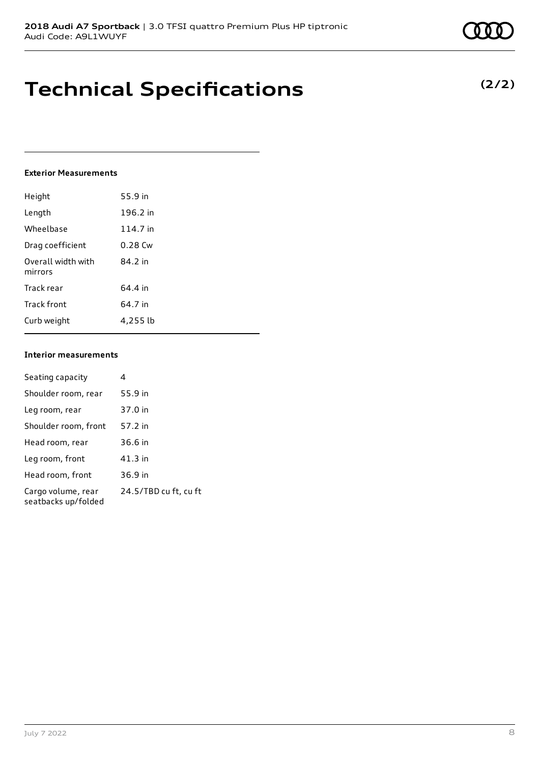# Technical Specifications

**(2/2)**

#### Exterior Measurements

| | |
|---|---|
| Height | 55.9 in |
| Length | 196.2 in |
| Wheelbase | 114.7 in |
| Drag coefficient | 0.28 Cw |
| Overall width with mirrors | 84.2 in |
| Track rear | 64.4 in |
| Track front | 64.7 in |
| Curb weight | 4,255 lb |

#### Interior measurements

| | |
|---|---|
| Seating capacity | 4 |
| Shoulder room, rear | 55.9 in |
| Leg room, rear | 37.0 in |
| Shoulder room, front | 57.2 in |
| Head room, rear | 36.6 in |
| Leg room, front | 41.3 in |
| Head room, front | 36.9 in |
| Cargo volume, rear seatbacks up/folded | 24.5/TBD cu ft, cu ft |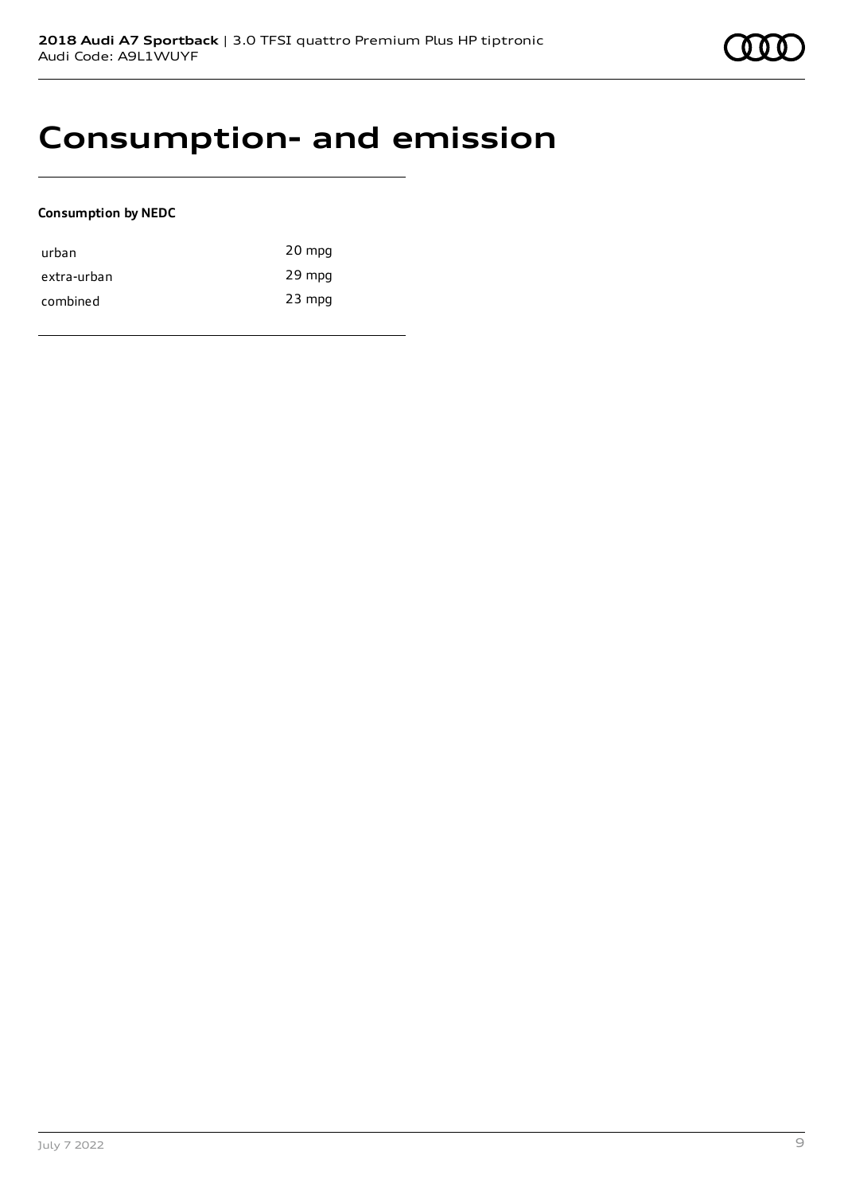# Consumption- and emission

**Consumption by NEDC**

| | |
|---|---|
| urban | 20 mpg |
| extra-urban | 29 mpg |
| combined | 23 mpg |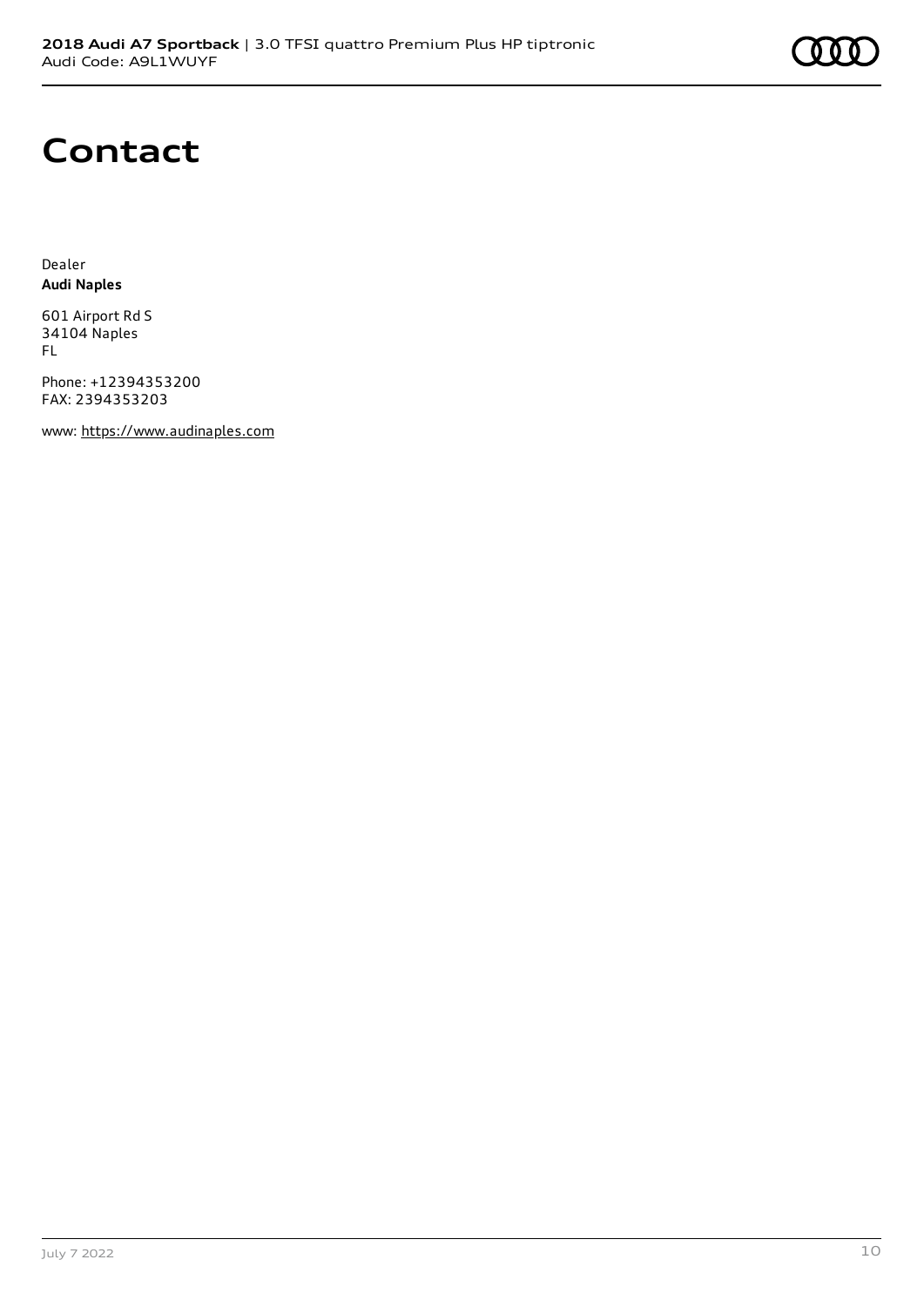# Contact

Dealer
**Audi Naples**

601 Airport Rd S
34104 Naples
FL

Phone: +12394353200
FAX: 2394353203

www: https://www.audinaples.com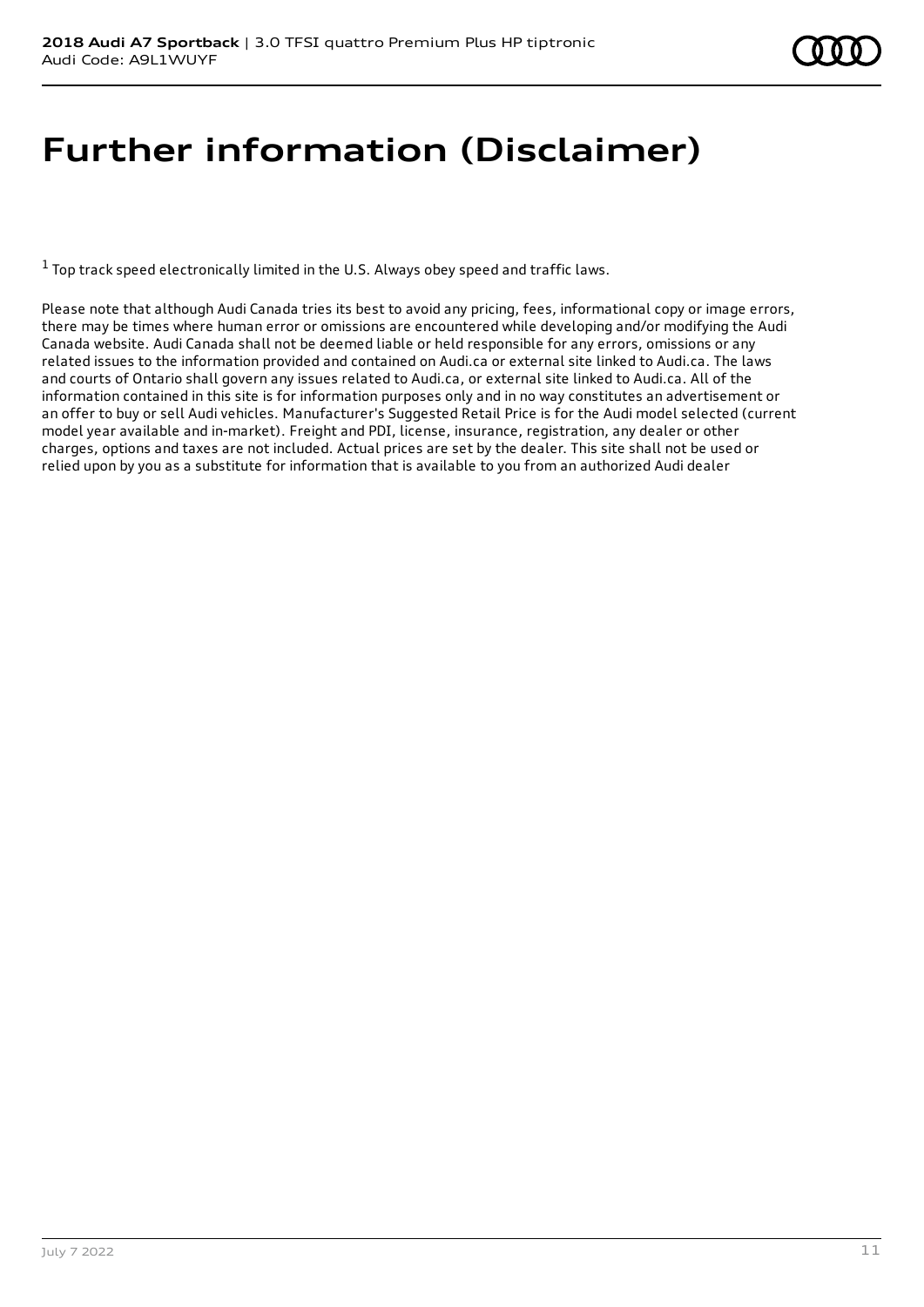# Further information (Disclaimer)

[1] Top track speed electronically limited in the U.S. Always obey speed and traffic laws.

Please note that although Audi Canada tries its best to avoid any pricing, fees, informational copy or image errors, there may be times where human error or omissions are encountered while developing and/or modifying the Audi Canada website. Audi Canada shall not be deemed liable or held responsible for any errors, omissions or any related issues to the information provided and contained on Audi.ca or external site linked to Audi.ca. The laws and courts of Ontario shall govern any issues related to Audi.ca, or external site linked to Audi.ca. All of the information contained in this site is for information purposes only and in no way constitutes an advertisement or an offer to buy or sell Audi vehicles. Manufacturer's Suggested Retail Price is for the Audi model selected (current model year available and in-market). Freight and PDI, license, insurance, registration, any dealer or other charges, options and taxes are not included. Actual prices are set by the dealer. This site shall not be used or relied upon by you as a substitute for information that is available to you from an authorized Audi dealer